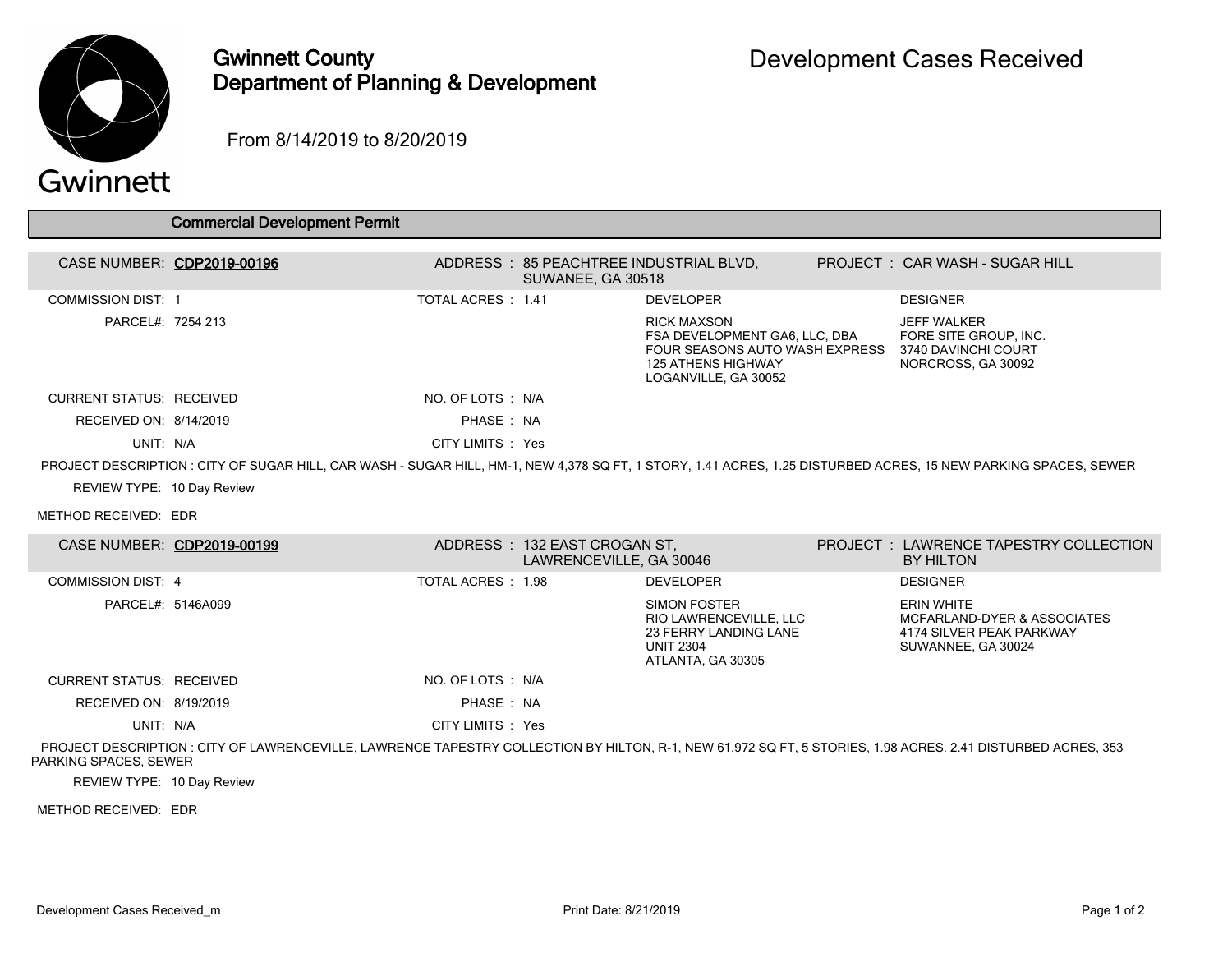# Gwinnett County Department of Planning & Development

## Development Cases Received

From 8/14/2019 to 8/20/2019

### Commercial Development Permit

**CASE NUMBER:** CDP2019-00196
**ADDRESS:** 85 PEACHTREE INDUSTRIAL BLVD, SUWANEE, GA 30518
**PROJECT:** CAR WASH - SUGAR HILL

COMMISSION DIST: 1
TOTAL ACRES: 1.41
PARCEL#: 7254 213

**DEVELOPER**
RICK MAXSON
FSA DEVELOPMENT GA6, LLC, DBA FOUR SEASONS AUTO WASH EXPRESS
125 ATHENS HIGHWAY
LOGANVILLE, GA 30052

**DESIGNER**
JEFF WALKER
FORE SITE GROUP, INC.
3740 DAVINCHI COURT
NORCROSS, GA 30092

CURRENT STATUS: RECEIVED
NO. OF LOTS: N/A
RECEIVED ON: 8/14/2019
PHASE: NA
UNIT: N/A
CITY LIMITS: Yes

PROJECT DESCRIPTION : CITY OF SUGAR HILL, CAR WASH - SUGAR HILL, HM-1, NEW 4,378 SQ FT, 1 STORY, 1.41 ACRES, 1.25 DISTURBED ACRES, 15 NEW PARKING SPACES, SEWER

REVIEW TYPE: 10 Day Review

METHOD RECEIVED: EDR

---

**CASE NUMBER:** CDP2019-00199
**ADDRESS:** 132 EAST CROGAN ST, LAWRENCEVILLE, GA 30046
**PROJECT:** LAWRENCE TAPESTRY COLLECTION BY HILTON

COMMISSION DIST: 4
TOTAL ACRES: 1.98
PARCEL#: 5146A099

**DEVELOPER**
SIMON FOSTER
RIO LAWRENCEVILLE, LLC
23 FERRY LANDING LANE
UNIT 2304
ATLANTA, GA 30305

**DESIGNER**
ERIN WHITE
MCFARLAND-DYER & ASSOCIATES
4174 SILVER PEAK PARKWAY
SUWANNEE, GA 30024

CURRENT STATUS: RECEIVED
NO. OF LOTS: N/A
RECEIVED ON: 8/19/2019
PHASE: NA
UNIT: N/A
CITY LIMITS: Yes

PROJECT DESCRIPTION : CITY OF LAWRENCEVILLE, LAWRENCE TAPESTRY COLLECTION BY HILTON, R-1, NEW 61,972 SQ FT, 5 STORIES, 1.98 ACRES. 2.41 DISTURBED ACRES, 353 PARKING SPACES, SEWER

REVIEW TYPE: 10 Day Review

METHOD RECEIVED: EDR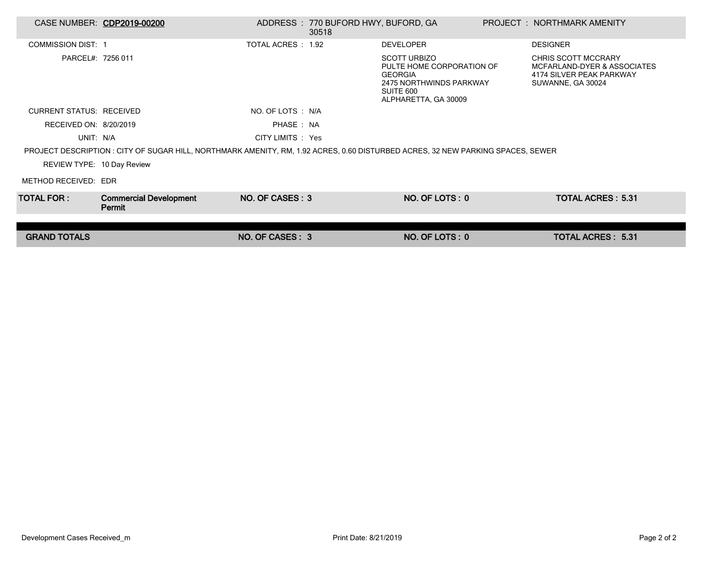| | | | | | |
|---|---|---|---|---|---|
| CASE NUMBER: | **CDP2019-00200** | ADDRESS : 770 BUFORD HWY, BUFORD, GA 30518 | | PROJECT : NORTHMARK AMENITY | |
| COMMISSION DIST: | 1 | TOTAL ACRES : 1.92 | DEVELOPER | DESIGNER | |
| PARCEL#: | 7256 011 | | SCOTT URBIZO<br>PULTE HOME CORPORATION OF GEORGIA<br>2475 NORTHWINDS PARKWAY<br>SUITE 600<br>ALPHARETTA, GA 30009 | CHRIS SCOTT MCCRARY<br>MCFARLAND-DYER & ASSOCIATES<br>4174 SILVER PEAK PARKWAY<br>SUWANNE, GA 30024 | |
| CURRENT STATUS: | RECEIVED | NO. OF LOTS : N/A | | | |
| RECEIVED ON: | 8/20/2019 | PHASE : NA | | | |
| UNIT: | N/A | CITY LIMITS : Yes | | | |

PROJECT DESCRIPTION : CITY OF SUGAR HILL, NORTHMARK AMENITY, RM, 1.92 ACRES, 0.60 DISTURBED ACRES, 32 NEW PARKING SPACES, SEWER

REVIEW TYPE: 10 Day Review

METHOD RECEIVED: EDR

| | | | | |
|---|---|---|---|---|
| **TOTAL FOR :** | **Commercial Development Permit** | **NO. OF CASES : 3** | **NO. OF LOTS : 0** | **TOTAL ACRES : 5.31** |
| **GRAND TOTALS** | | **NO. OF CASES : 3** | **NO. OF LOTS : 0** | **TOTAL ACRES : 5.31** |

Development Cases Received_m

Print Date: 8/21/2019